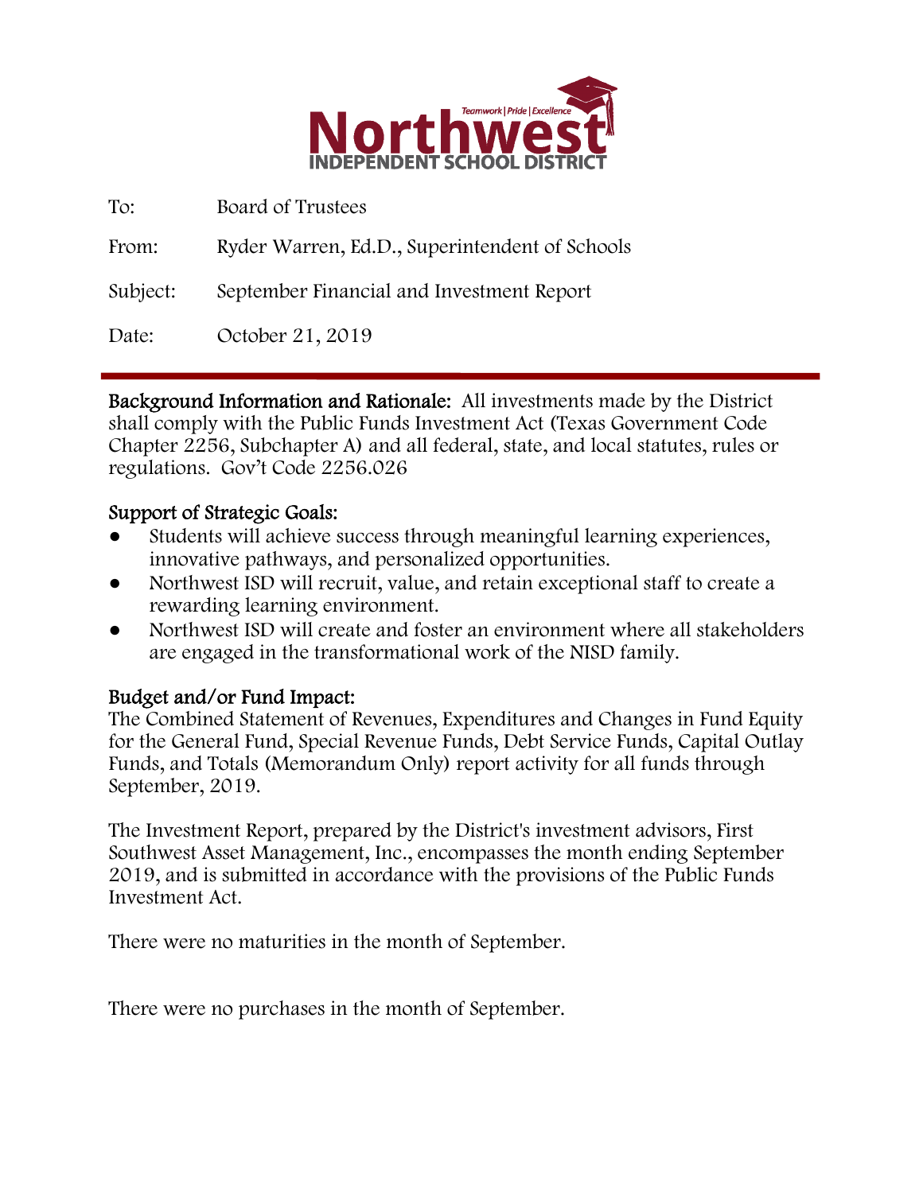# Northwest

Teamwork | Pride | Excellence

INDEPENDENT SCHOOL DISTRICT

To: Board of Trustees

From: Ryder Warren, Ed.D., Superintendent of Schools

Subject: September Financial and Investment Report

Date: October 21, 2019

---

**Background Information and Rationale:** All investments made by the District shall comply with the Public Funds Investment Act (Texas Government Code Chapter 2256, Subchapter A) and all federal, state, and local statutes, rules or regulations. Gov't Code 2256.026

**Support of Strategic Goals:**

- Students will achieve success through meaningful learning experiences, innovative pathways, and personalized opportunities.
- Northwest ISD will recruit, value, and retain exceptional staff to create a rewarding learning environment.
- Northwest ISD will create and foster an environment where all stakeholders are engaged in the transformational work of the NISD family.

**Budget and/or Fund Impact:**

The Combined Statement of Revenues, Expenditures and Changes in Fund Equity for the General Fund, Special Revenue Funds, Debt Service Funds, Capital Outlay Funds, and Totals (Memorandum Only) report activity for all funds through September, 2019.

The Investment Report, prepared by the District's investment advisors, First Southwest Asset Management, Inc., encompasses the month ending September 2019, and is submitted in accordance with the provisions of the Public Funds Investment Act.

There were no maturities in the month of September.

There were no purchases in the month of September.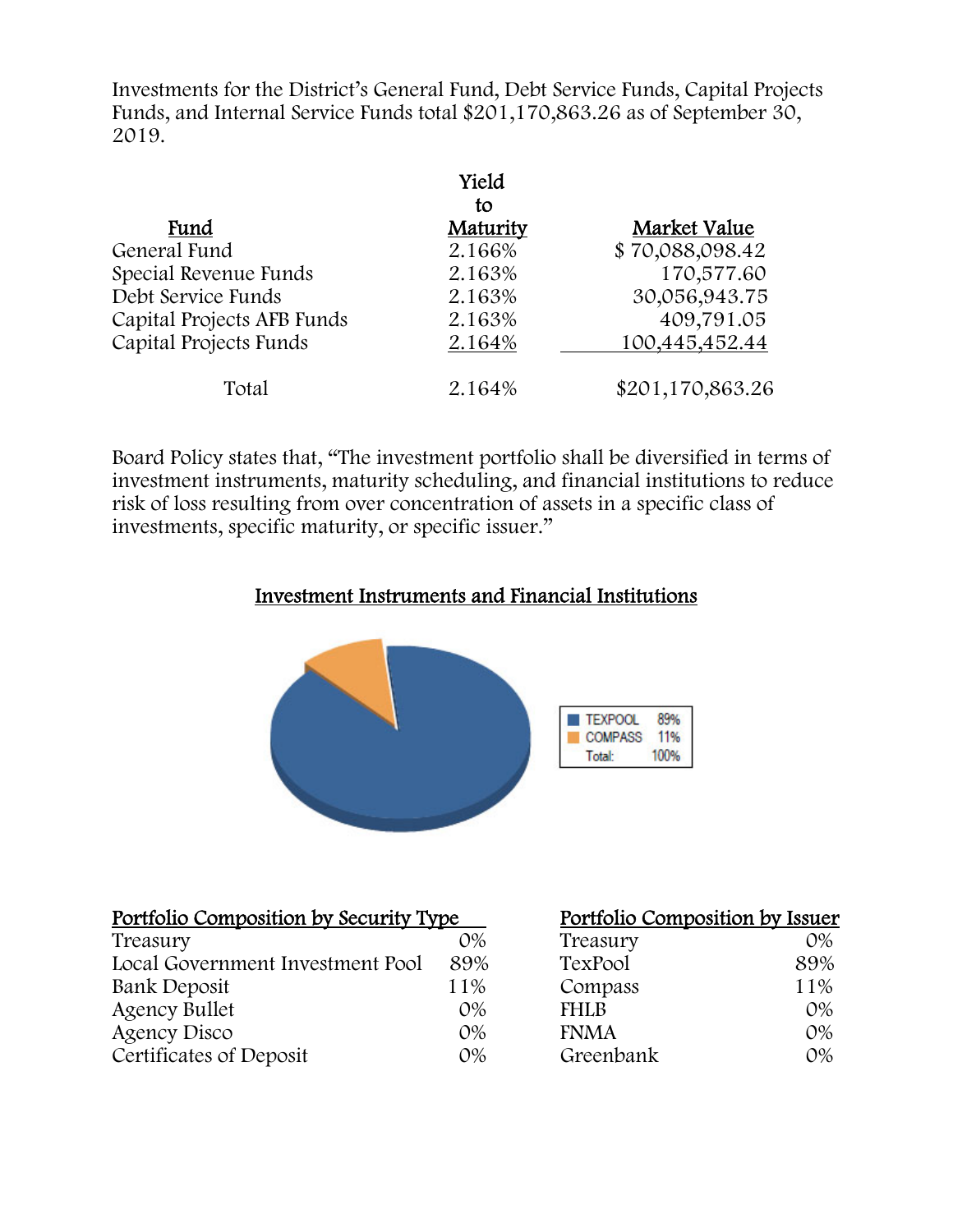Investments for the District's General Fund, Debt Service Funds, Capital Projects Funds, and Internal Service Funds total $201,170,863.26 as of September 30, 2019.

| Fund | Yield to Maturity | Market Value |
|---|---|---|
| General Fund | 2.166% | $ 70,088,098.42 |
| Special Revenue Funds | 2.163% | 170,577.60 |
| Debt Service Funds | 2.163% | 30,056,943.75 |
| Capital Projects AFB Funds | 2.163% | 409,791.05 |
| Capital Projects Funds | 2.164% | 100,445,452.44 |
| Total | 2.164% | $201,170,863.26 |

Board Policy states that, "The investment portfolio shall be diversified in terms of investment instruments, maturity scheduling, and financial institutions to reduce risk of loss resulting from over concentration of assets in a specific class of investments, specific maturity, or specific issuer."

## Investment Instruments and Financial Institutions

| | |
|---|---|
| TEXPOOL | 89% |
| COMPASS | 11% |
| Total: | 100% |

| Portfolio Composition by Security Type | |
|---|---|
| Treasury | 0% |
| Local Government Investment Pool | 89% |
| Bank Deposit | 11% |
| Agency Bullet | 0% |
| Agency Disco | 0% |
| Certificates of Deposit | 0% |

| Portfolio Composition by Issuer | |
|---|---|
| Treasury | 0% |
| TexPool | 89% |
| Compass | 11% |
| FHLB | 0% |
| FNMA | 0% |
| Greenbank | 0% |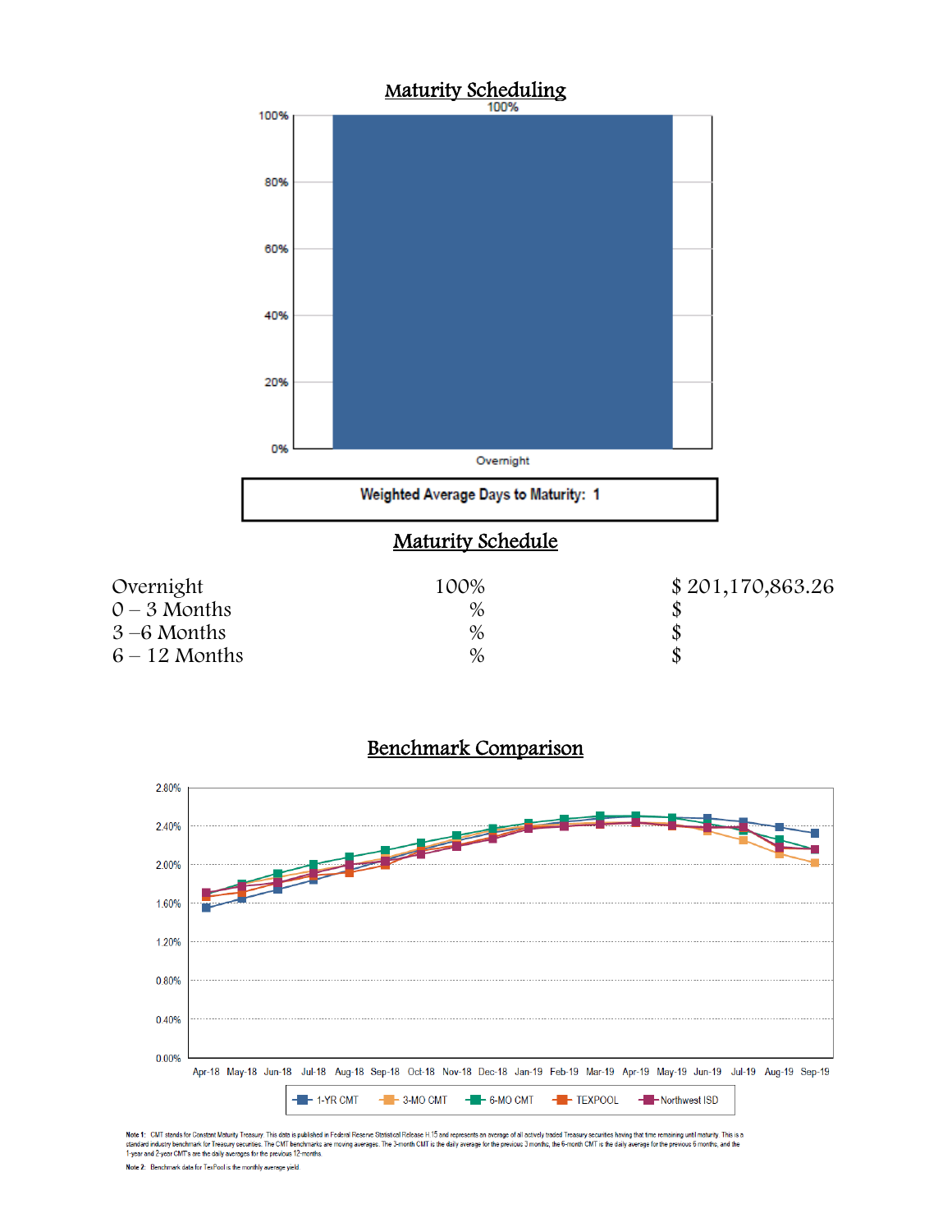## Maturity Scheduling

100%

Overnight

**Weighted Average Days to Maturity: 1**

## Maturity Schedule

| | | |
|---|---|---|
| Overnight | 100% | $ 201,170,863.26 |
| 0 – 3 Months | % | $ |
| 3 –6 Months | % | $ |
| 6 – 12 Months | % | $ |

## Benchmark Comparison

1-YR CMT | 3-MO CMT | 6-MO CMT | TEXPOOL | Northwest ISD

Apr-18 May-18 Jun-18 Jul-18 Aug-18 Sep-18 Oct-18 Nov-18 Dec-18 Jan-19 Feb-19 Mar-19 Apr-19 May-19 Jun-19 Jul-19 Aug-19 Sep-19

**Note 1:** CMT stands for Constant Maturity Treasury. This data is published in Federal Reserve Statistical Release H.15 and represents an average of all actively traded Treasury securities having that time remaining until maturity. This is a standard industry benchmark for Treasury securities. The CMT benchmarks are moving averages. The 3-month CMT is the daily average for the previous 3 months, the 6-month CMT is the daily average for the previous 6 months, and the 1-year and 2-year CMT's are the daily averages for the previous 12-months.

**Note 2:** Benchmark data for TexPool is the monthly average yield.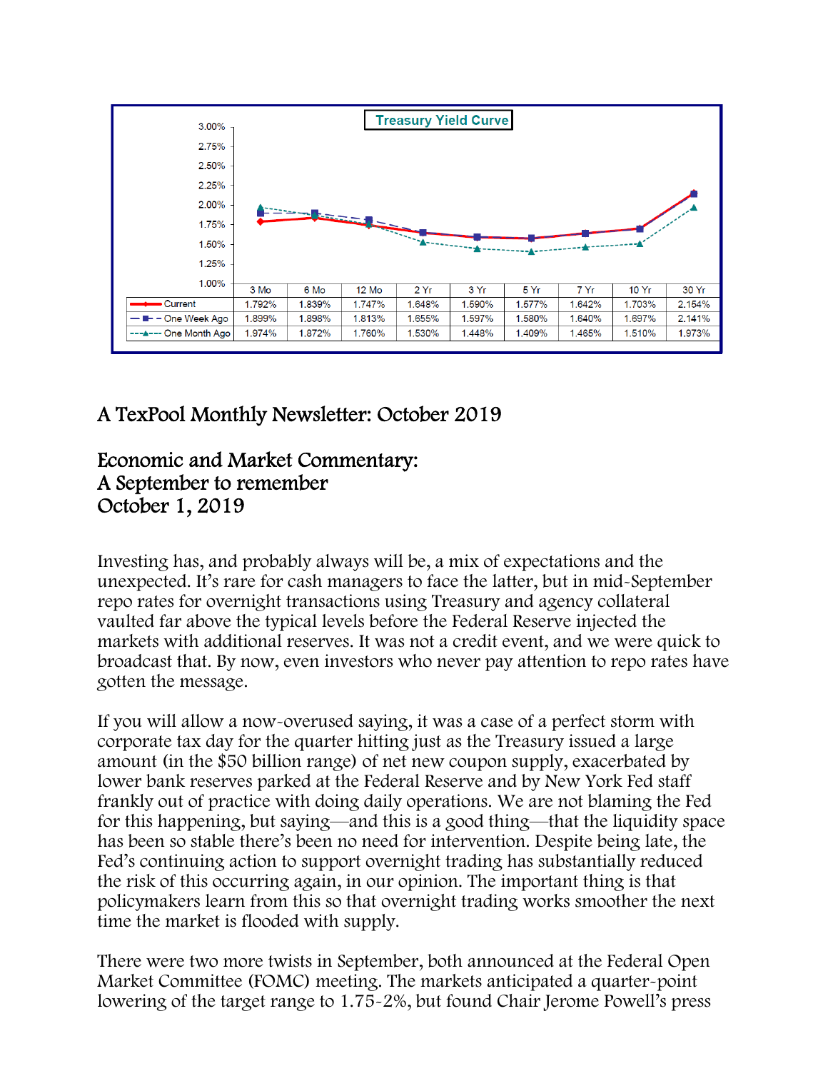**Treasury Yield Curve**

| | 3 Mo | 6 Mo | 12 Mo | 2 Yr | 3 Yr | 5 Yr | 7 Yr | 10 Yr | 30 Yr |
|---|---|---|---|---|---|---|---|---|---|
| Current | 1.792% | 1.839% | 1.747% | 1.648% | 1.590% | 1.577% | 1.642% | 1.703% | 2.154% |
| One Week Ago | 1.899% | 1.898% | 1.813% | 1.655% | 1.597% | 1.580% | 1.640% | 1.697% | 2.141% |
| One Month Ago | 1.974% | 1.872% | 1.760% | 1.530% | 1.448% | 1.409% | 1.465% | 1.510% | 1.973% |

## A TexPool Monthly Newsletter: October 2019

## Economic and Market Commentary: A September to remember October 1, 2019

Investing has, and probably always will be, a mix of expectations and the unexpected. It's rare for cash managers to face the latter, but in mid-September repo rates for overnight transactions using Treasury and agency collateral vaulted far above the typical levels before the Federal Reserve injected the markets with additional reserves. It was not a credit event, and we were quick to broadcast that. By now, even investors who never pay attention to repo rates have gotten the message.

If you will allow a now-overused saying, it was a case of a perfect storm with corporate tax day for the quarter hitting just as the Treasury issued a large amount (in the $50 billion range) of net new coupon supply, exacerbated by lower bank reserves parked at the Federal Reserve and by New York Fed staff frankly out of practice with doing daily operations. We are not blaming the Fed for this happening, but saying—and this is a good thing—that the liquidity space has been so stable there's been no need for intervention. Despite being late, the Fed's continuing action to support overnight trading has substantially reduced the risk of this occurring again, in our opinion. The important thing is that policymakers learn from this so that overnight trading works smoother the next time the market is flooded with supply.

There were two more twists in September, both announced at the Federal Open Market Committee (FOMC) meeting. The markets anticipated a quarter-point lowering of the target range to 1.75-2%, but found Chair Jerome Powell's press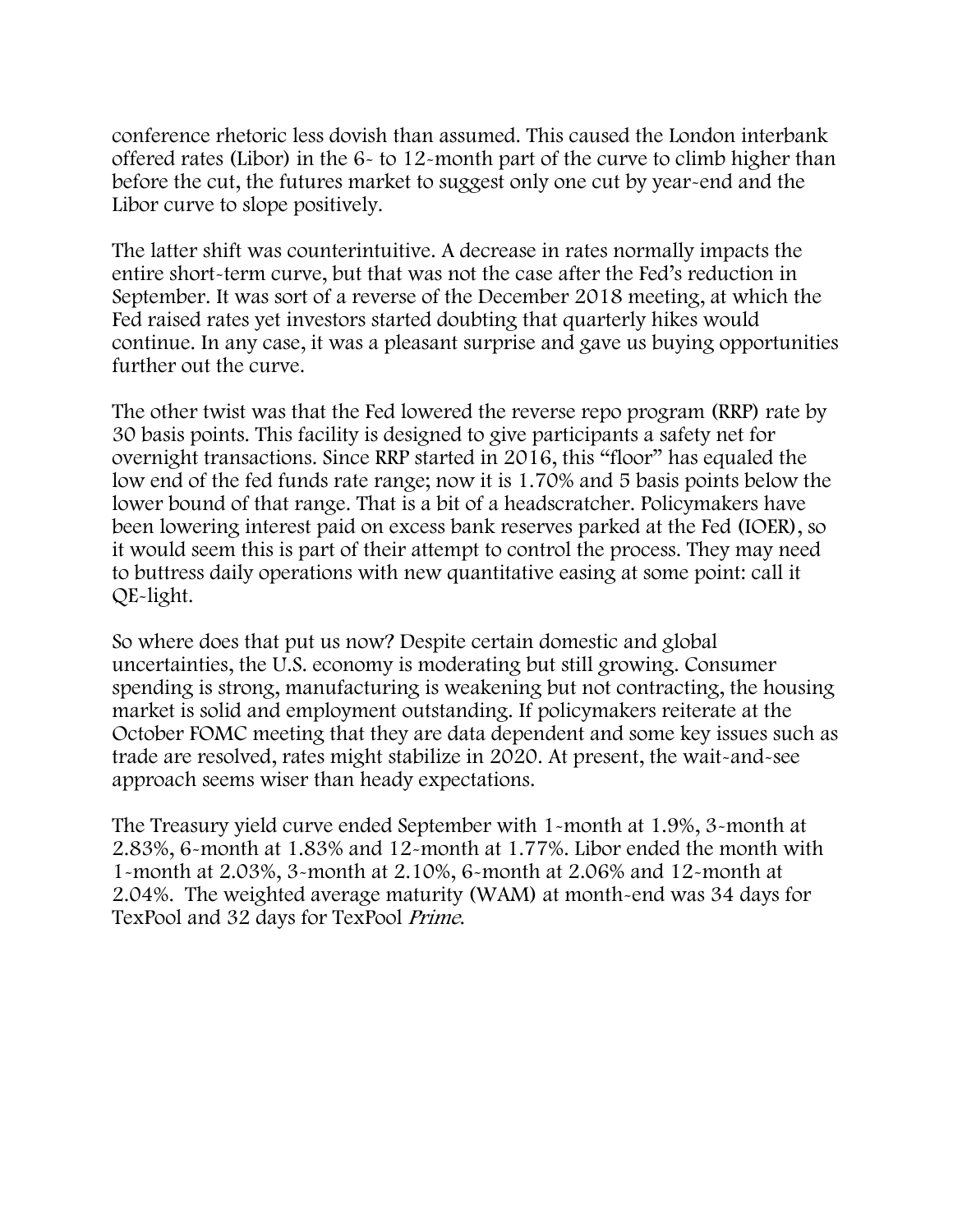conference rhetoric less dovish than assumed. This caused the London interbank offered rates (Libor) in the 6- to 12-month part of the curve to climb higher than before the cut, the futures market to suggest only one cut by year-end and the Libor curve to slope positively.

The latter shift was counterintuitive. A decrease in rates normally impacts the entire short-term curve, but that was not the case after the Fed's reduction in September. It was sort of a reverse of the December 2018 meeting, at which the Fed raised rates yet investors started doubting that quarterly hikes would continue. In any case, it was a pleasant surprise and gave us buying opportunities further out the curve.

The other twist was that the Fed lowered the reverse repo program (RRP) rate by 30 basis points. This facility is designed to give participants a safety net for overnight transactions. Since RRP started in 2016, this "floor" has equaled the low end of the fed funds rate range; now it is 1.70% and 5 basis points below the lower bound of that range. That is a bit of a headscratcher. Policymakers have been lowering interest paid on excess bank reserves parked at the Fed (IOER), so it would seem this is part of their attempt to control the process. They may need to buttress daily operations with new quantitative easing at some point: call it QE-light.

So where does that put us now? Despite certain domestic and global uncertainties, the U.S. economy is moderating but still growing. Consumer spending is strong, manufacturing is weakening but not contracting, the housing market is solid and employment outstanding. If policymakers reiterate at the October FOMC meeting that they are data dependent and some key issues such as trade are resolved, rates might stabilize in 2020. At present, the wait-and-see approach seems wiser than heady expectations.

The Treasury yield curve ended September with 1-month at 1.9%, 3-month at 2.83%, 6-month at 1.83% and 12-month at 1.77%. Libor ended the month with 1-month at 2.03%, 3-month at 2.10%, 6-month at 2.06% and 12-month at 2.04%. The weighted average maturity (WAM) at month-end was 34 days for TexPool and 32 days for TexPool *Prime*.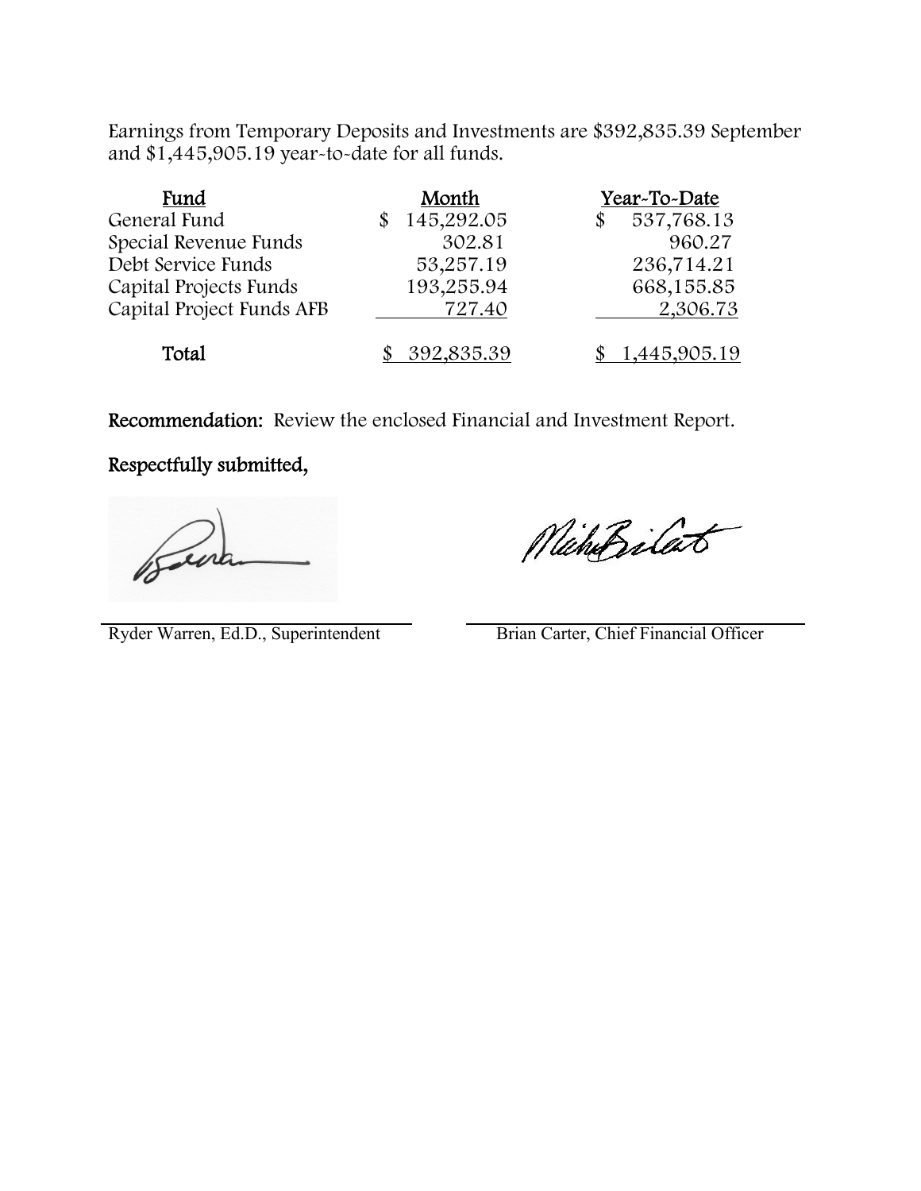Earnings from Temporary Deposits and Investments are $392,835.39 September and $1,445,905.19 year-to-date for all funds.

| Fund | Month | Year-To-Date |
| --- | --- | --- |
| General Fund | $ 145,292.05 | $ 537,768.13 |
| Special Revenue Funds | 302.81 | 960.27 |
| Debt Service Funds | 53,257.19 | 236,714.21 |
| Capital Projects Funds | 193,255.94 | 668,155.85 |
| Capital Project Funds AFB | 727.40 | 2,306.73 |
| Total | $ 392,835.39 | $ 1,445,905.19 |

**Recommendation:** Review the enclosed Financial and Investment Report.

**Respectfully submitted,**

Ryder Warren, Ed.D., Superintendent

Brian Carter, Chief Financial Officer